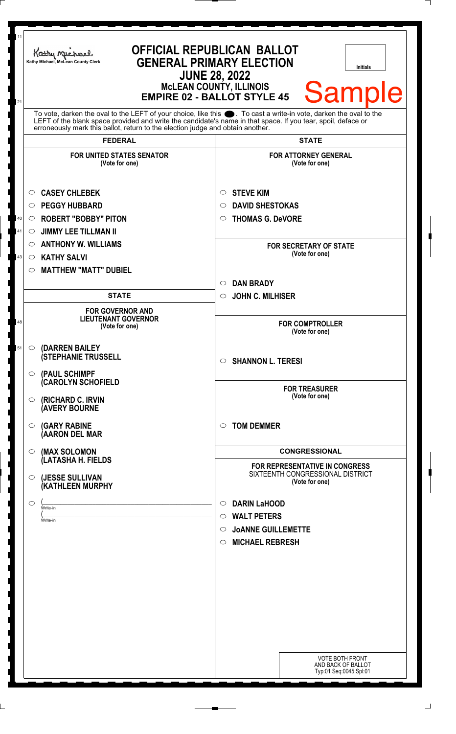Kathy Michael, McLean County Clerk

# OFFICIAL REPUBLICAN BALLOT
## GENERAL PRIMARY ELECTION
### JUNE 28, 2022
### McLEAN COUNTY, ILLINOIS
### EMPIRE 02 - BALLOT STYLE 45

Initials

**Sample**

To vote, darken the oval to the LEFT of your choice, like this ●. To cast a write-in vote, darken the oval to the LEFT of the blank space provided and write the candidate's name in that space. If you tear, spoil, deface or erroneously mark this ballot, return to the election judge and obtain another.

## FEDERAL

**FOR UNITED STATES SENATOR**
(Vote for one)

- ○ CASEY CHLEBEK
- ○ PEGGY HUBBARD
- ○ ROBERT "BOBBY" PITON
- ○ JIMMY LEE TILLMAN II
- ○ ANTHONY W. WILLIAMS
- ○ KATHY SALVI
- ○ MATTHEW "MATT" DUBIEL

## STATE

**FOR GOVERNOR AND LIEUTENANT GOVERNOR**
(Vote for one)

- ○ (DARREN BAILEY
  (STEPHANIE TRUSSELL
- ○ (PAUL SCHIMPF
  (CAROLYN SCHOFIELD
- ○ (RICHARD C. IRVIN
  (AVERY BOURNE
- ○ (GARY RABINE
  (AARON DEL MAR
- ○ (MAX SOLOMON
  (LATASHA H. FIELDS
- ○ (JESSE SULLIVAN
  (KATHLEEN MURPHY
- ○ (_______________ Write-in
  (_______________ Write-in

## STATE

**FOR ATTORNEY GENERAL**
(Vote for one)

- ○ STEVE KIM
- ○ DAVID SHESTOKAS
- ○ THOMAS G. DeVORE

**FOR SECRETARY OF STATE**
(Vote for one)

- ○ DAN BRADY
- ○ JOHN C. MILHISER

**FOR COMPTROLLER**
(Vote for one)

- ○ SHANNON L. TERESI

**FOR TREASURER**
(Vote for one)

- ○ TOM DEMMER

## CONGRESSIONAL

**FOR REPRESENTATIVE IN CONGRESS**
SIXTEENTH CONGRESSIONAL DISTRICT
(Vote for one)

- ○ DARIN LaHOOD
- ○ WALT PETERS
- ○ JoANNE GUILLEMETTE
- ○ MICHAEL REBRESH

VOTE BOTH FRONT AND BACK OF BALLOT
Typ:01 Seq:0045 Spl:01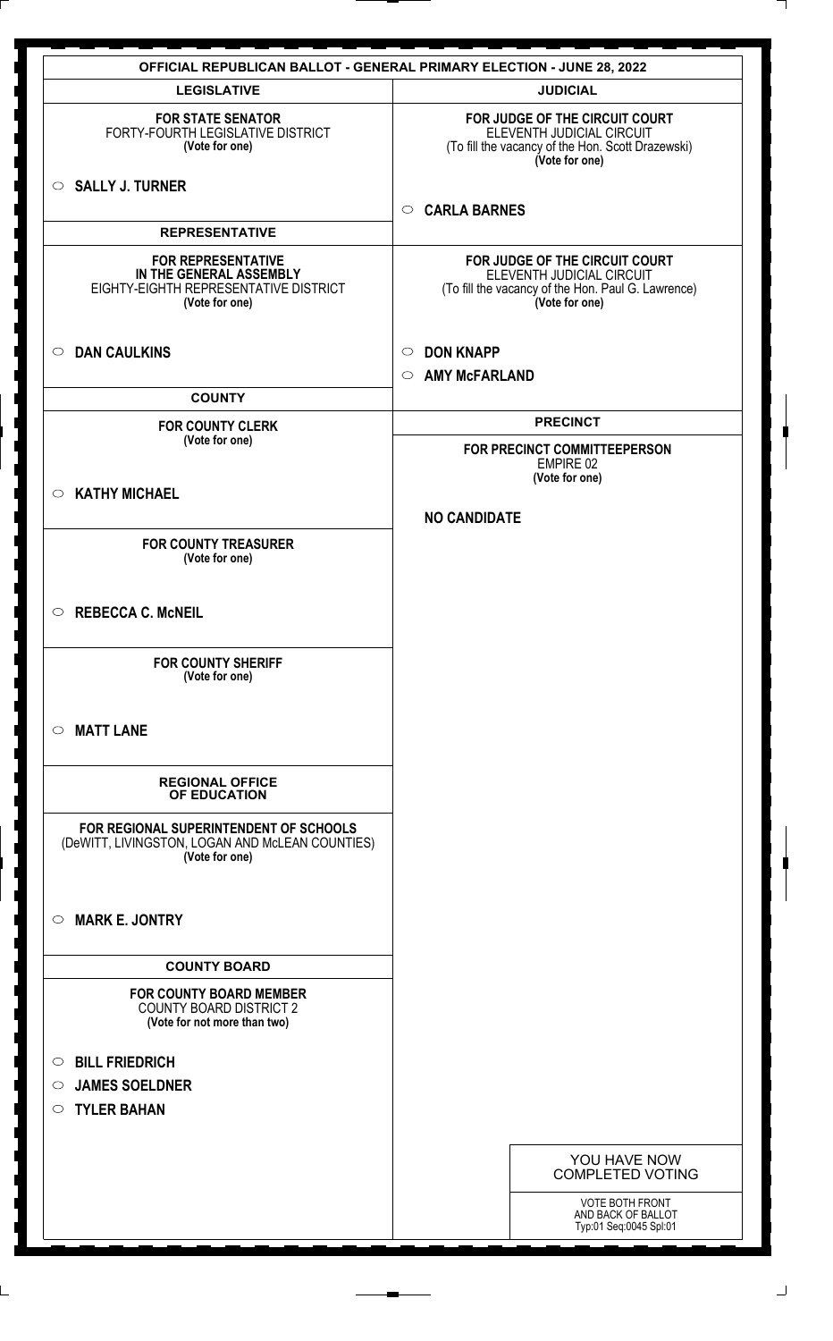# OFFICIAL REPUBLICAN BALLOT - GENERAL PRIMARY ELECTION - JUNE 28, 2022

## LEGISLATIVE

**FOR STATE SENATOR**
FORTY-FOURTH LEGISLATIVE DISTRICT
**(Vote for one)**

○ **SALLY J. TURNER**

## REPRESENTATIVE

**FOR REPRESENTATIVE IN THE GENERAL ASSEMBLY**
EIGHTY-EIGHTH REPRESENTATIVE DISTRICT
**(Vote for one)**

○ **DAN CAULKINS**

## COUNTY

**FOR COUNTY CLERK**
**(Vote for one)**

○ **KATHY MICHAEL**

**FOR COUNTY TREASURER**
**(Vote for one)**

○ **REBECCA C. McNEIL**

**FOR COUNTY SHERIFF**
**(Vote for one)**

○ **MATT LANE**

## REGIONAL OFFICE OF EDUCATION

**FOR REGIONAL SUPERINTENDENT OF SCHOOLS**
(DeWITT, LIVINGSTON, LOGAN AND McLEAN COUNTIES)
**(Vote for one)**

○ **MARK E. JONTRY**

## COUNTY BOARD

**FOR COUNTY BOARD MEMBER**
COUNTY BOARD DISTRICT 2
**(Vote for not more than two)**

○ **BILL FRIEDRICH**
○ **JAMES SOELDNER**
○ **TYLER BAHAN**

## JUDICIAL

**FOR JUDGE OF THE CIRCUIT COURT**
ELEVENTH JUDICIAL CIRCUIT
(To fill the vacancy of the Hon. Scott Drazewski)
**(Vote for one)**

○ **CARLA BARNES**

**FOR JUDGE OF THE CIRCUIT COURT**
ELEVENTH JUDICIAL CIRCUIT
(To fill the vacancy of the Hon. Paul G. Lawrence)
**(Vote for one)**

○ **DON KNAPP**
○ **AMY McFARLAND**

## PRECINCT

**FOR PRECINCT COMMITTEEPERSON**
EMPIRE 02
**(Vote for one)**

**NO CANDIDATE**

YOU HAVE NOW COMPLETED VOTING

VOTE BOTH FRONT AND BACK OF BALLOT
Typ:01 Seq:0045 Spl:01